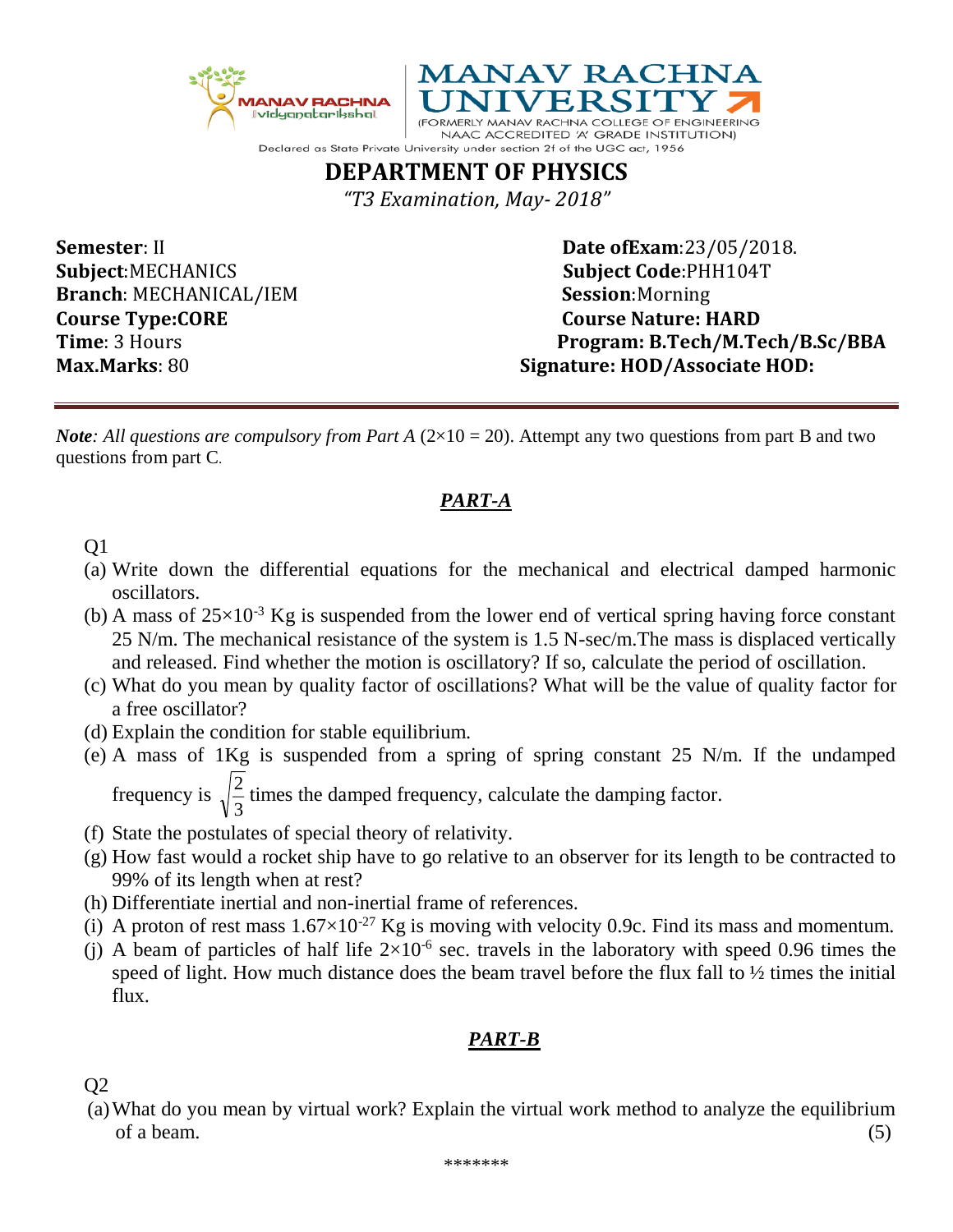MANAV RACHNA UNIVERSITY

(FORMERLY MANAV RACHNA COLLEGE OF ENGINEERING NAAC ACCREDITED 'A' GRADE INSTITUTION)

Declared as State Private University under section 2f of the UGC act, 1956

# DEPARTMENT OF PHYSICS

*"T3 Examination, May- 2018"*

**Semester**: II | **Date ofExam**:23/05/2018.

**Subject**:MECHANICS | **Subject Code**:PHH104T

**Branch**: MECHANICAL/IEM | **Session**:Morning

**Course Type:CORE** | **Course Nature: HARD**

**Time**: 3 Hours | **Program: B.Tech/M.Tech/B.Sc/BBA**

**Max.Marks**: 80 | **Signature: HOD/Associate HOD:**

---

***Note**: All questions are compulsory from Part A* ($2\times10 = 20$). Attempt any two questions from part B and two questions from part C.

## *PART-A*

Q1

(a) Write down the differential equations for the mechanical and electrical damped harmonic oscillators.

(b) A mass of $25\times10^{-3}$ Kg is suspended from the lower end of vertical spring having force constant 25 N/m. The mechanical resistance of the system is 1.5 N-sec/m.The mass is displaced vertically and released. Find whether the motion is oscillatory? If so, calculate the period of oscillation.

(c) What do you mean by quality factor of oscillations? What will be the value of quality factor for a free oscillator?

(d) Explain the condition for stable equilibrium.

(e) A mass of 1Kg is suspended from a spring of spring constant 25 N/m. If the undamped frequency is $\sqrt{\frac{2}{3}}$ times the damped frequency, calculate the damping factor.

(f) State the postulates of special theory of relativity.

(g) How fast would a rocket ship have to go relative to an observer for its length to be contracted to 99% of its length when at rest?

(h) Differentiate inertial and non-inertial frame of references.

(i) A proton of rest mass $1.67\times10^{-27}$ Kg is moving with velocity 0.9c. Find its mass and momentum.

(j) A beam of particles of half life $2\times10^{-6}$ sec. travels in the laboratory with speed 0.96 times the speed of light. How much distance does the beam travel before the flux fall to ½ times the initial flux.

## *PART-B*

Q2

(a) What do you mean by virtual work? Explain the virtual work method to analyze the equilibrium of a beam. (5)

*******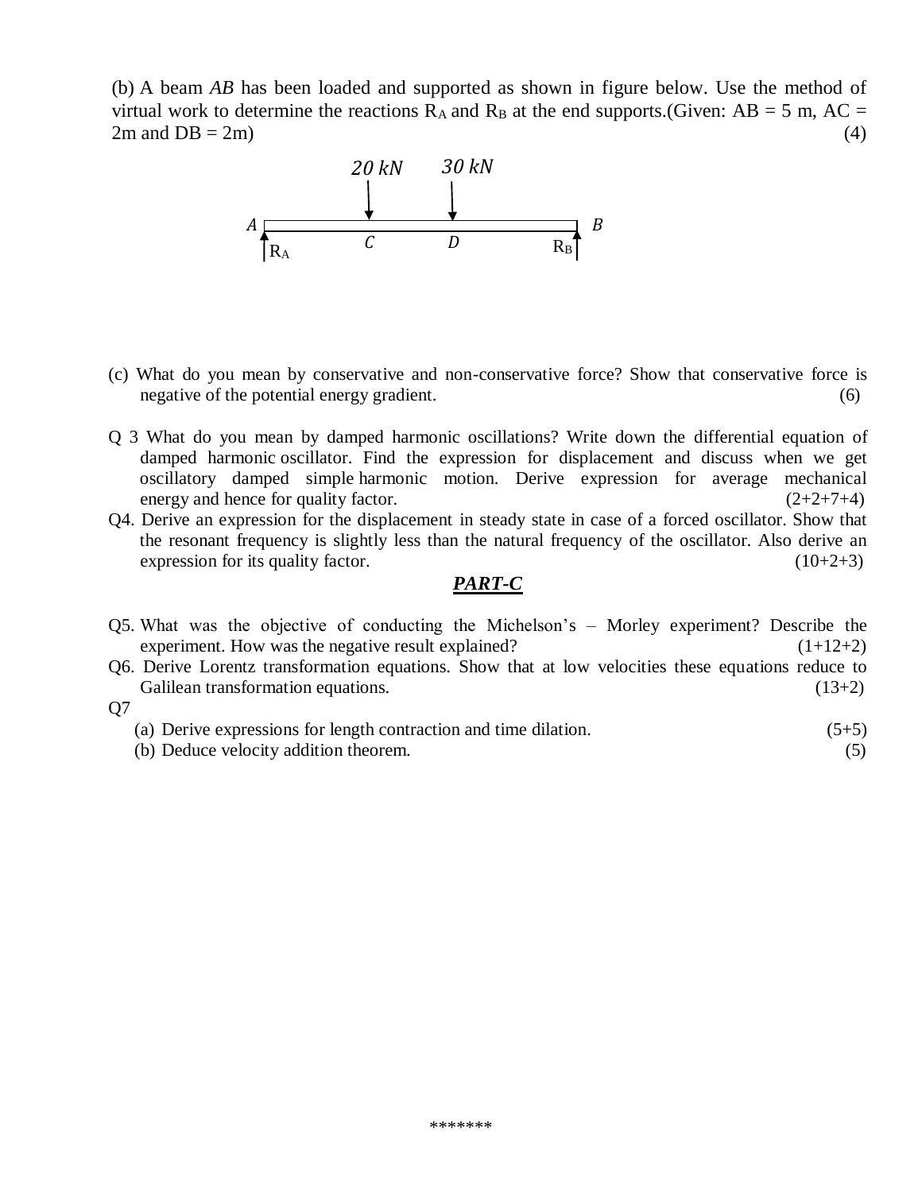(b) A beam *AB* has been loaded and supported as shown in figure below. Use the method of virtual work to determine the reactions $R_A$ and $R_B$ at the end supports.(Given: AB = 5 m, AC = 2m and DB = 2m) (4)

20 kN
30 kN
A
B
C
D
$R_A$
$R_B$

(c) What do you mean by conservative and non-conservative force? Show that conservative force is negative of the potential energy gradient. (6)

Q 3 What do you mean by damped harmonic oscillations? Write down the differential equation of damped harmonic oscillator. Find the expression for displacement and discuss when we get oscillatory damped simple harmonic motion. Derive expression for average mechanical energy and hence for quality factor. (2+2+7+4)

Q4. Derive an expression for the displacement in steady state in case of a forced oscillator. Show that the resonant frequency is slightly less than the natural frequency of the oscillator. Also derive an expression for its quality factor. (10+2+3)

## *PART-C*

Q5. What was the objective of conducting the Michelson's – Morley experiment? Describe the experiment. How was the negative result explained? (1+12+2)

Q6. Derive Lorentz transformation equations. Show that at low velocities these equations reduce to Galilean transformation equations. (13+2)

Q7

(a) Derive expressions for length contraction and time dilation. (5+5)

(b) Deduce velocity addition theorem. (5)

*******